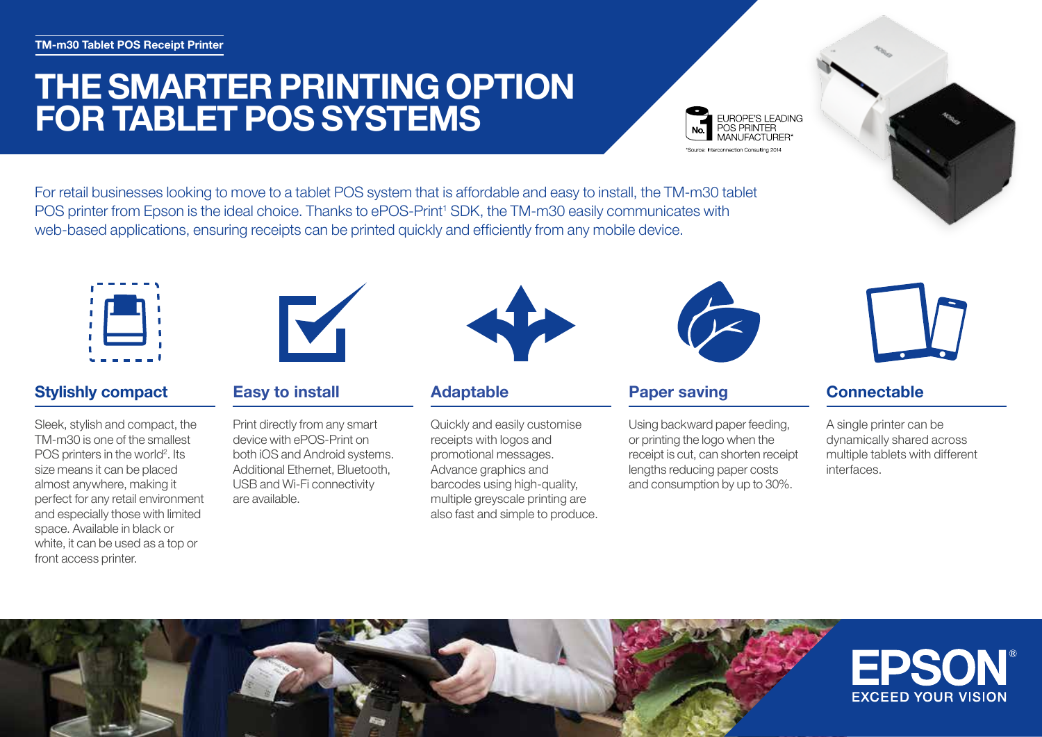**TM-m30 Tablet POS Receipt Printer**

# THE SMARTER PRINTING OPTION FOR TABLET POS SYSTEMS

No.1 EUROPE'S LEADING POS PRINTER MANUFACTURER*

*Source: Interconnection Consulting 2014

For retail businesses looking to move to a tablet POS system that is affordable and easy to install, the TM-m30 tablet POS printer from Epson is the ideal choice. Thanks to ePOS-Print[1] SDK, the TM-m30 easily communicates with web-based applications, ensuring receipts can be printed quickly and efficiently from any mobile device.

## Stylishly compact

Sleek, stylish and compact, the TM-m30 is one of the smallest POS printers in the world[2]. Its size means it can be placed almost anywhere, making it perfect for any retail environment and especially those with limited space. Available in black or white, it can be used as a top or front access printer.

## Easy to install

Print directly from any smart device with ePOS-Print on both iOS and Android systems. Additional Ethernet, Bluetooth, USB and Wi-Fi connectivity are available.

## Adaptable

Quickly and easily customise receipts with logos and promotional messages. Advance graphics and barcodes using high-quality, multiple greyscale printing are also fast and simple to produce.

## Paper saving

Using backward paper feeding, or printing the logo when the receipt is cut, can shorten receipt lengths reducing paper costs and consumption by up to 30%.

## Connectable

A single printer can be dynamically shared across multiple tablets with different interfaces.

EPSON®
EXCEED YOUR VISION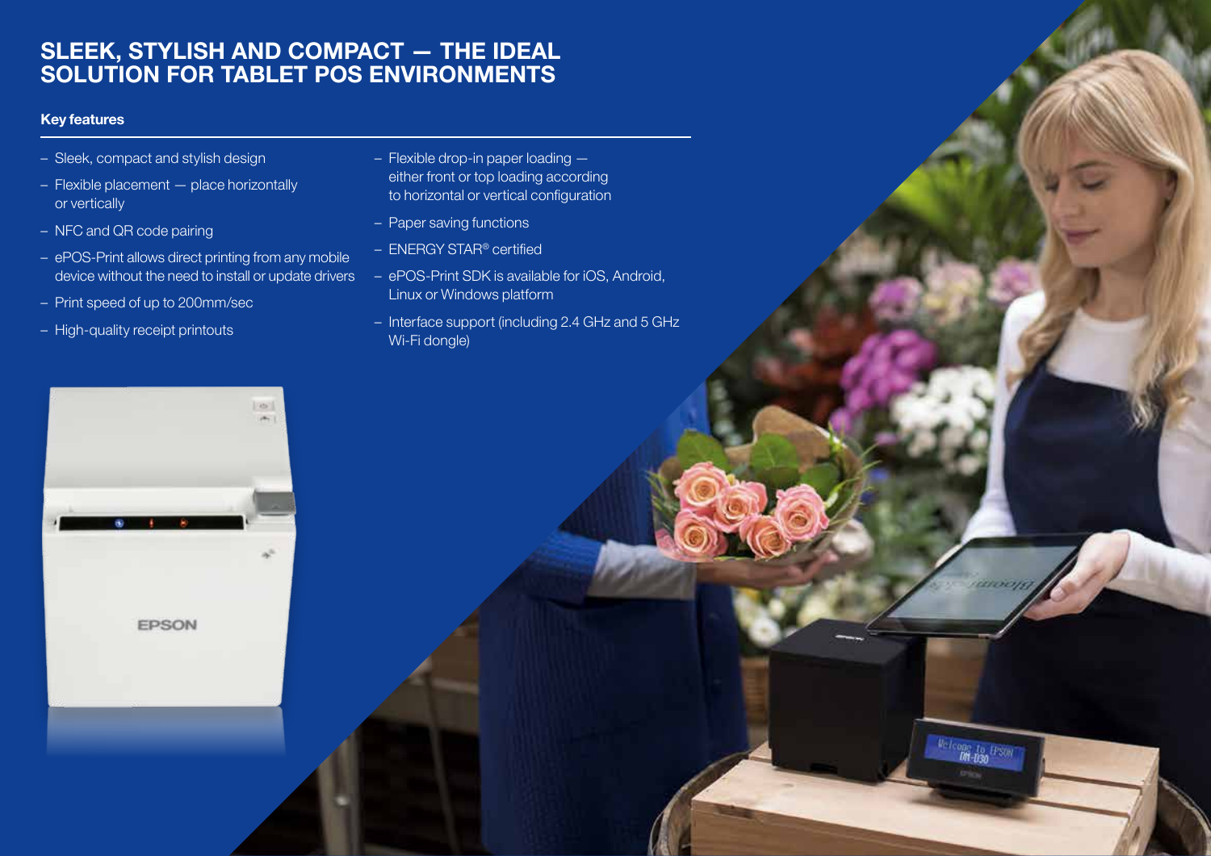## SLEEK, STYLISH AND COMPACT — THE IDEAL SOLUTION FOR TABLET POS ENVIRONMENTS

**Key features**

- Sleek, compact and stylish design
- Flexible placement — place horizontally or vertically
- NFC and QR code pairing
- ePOS-Print allows direct printing from any mobile device without the need to install or update drivers
- Print speed of up to 200mm/sec
- High-quality receipt printouts
- Flexible drop-in paper loading — either front or top loading according to horizontal or vertical configuration
- Paper saving functions
- ENERGY STAR® certified
- ePOS-Print SDK is available for iOS, Android, Linux or Windows platform
- Interface support (including 2.4 GHz and 5 GHz Wi-Fi dongle)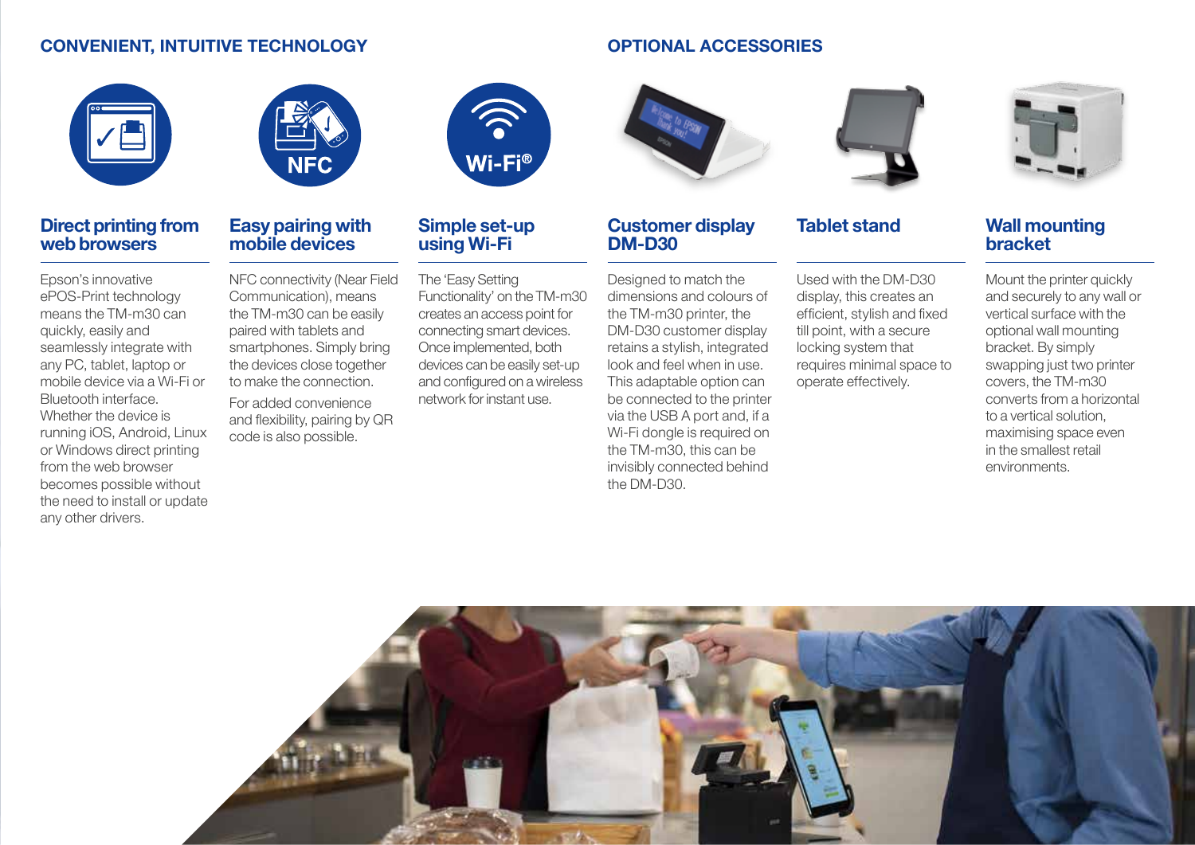## CONVENIENT, INTUITIVE TECHNOLOGY

### Direct printing from web browsers

Epson's innovative ePOS-Print technology means the TM-m30 can quickly, easily and seamlessly integrate with any PC, tablet, laptop or mobile device via a Wi-Fi or Bluetooth interface. Whether the device is running iOS, Android, Linux or Windows direct printing from the web browser becomes possible without the need to install or update any other drivers.

### Easy pairing with mobile devices

NFC connectivity (Near Field Communication), means the TM-m30 can be easily paired with tablets and smartphones. Simply bring the devices close together to make the connection.

For added convenience and flexibility, pairing by QR code is also possible.

### Simple set-up using Wi-Fi

The 'Easy Setting Functionality' on the TM-m30 creates an access point for connecting smart devices. Once implemented, both devices can be easily set-up and configured on a wireless network for instant use.

## OPTIONAL ACCESSORIES

### Customer display DM-D30

Designed to match the dimensions and colours of the TM-m30 printer, the DM-D30 customer display retains a stylish, integrated look and feel when in use. This adaptable option can be connected to the printer via the USB A port and, if a Wi-Fi dongle is required on the TM-m30, this can be invisibly connected behind the DM-D30.

### Tablet stand

Used with the DM-D30 display, this creates an efficient, stylish and fixed till point, with a secure locking system that requires minimal space to operate effectively.

### Wall mounting bracket

Mount the printer quickly and securely to any wall or vertical surface with the optional wall mounting bracket. By simply swapping just two printer covers, the TM-m30 converts from a horizontal to a vertical solution, maximising space even in the smallest retail environments.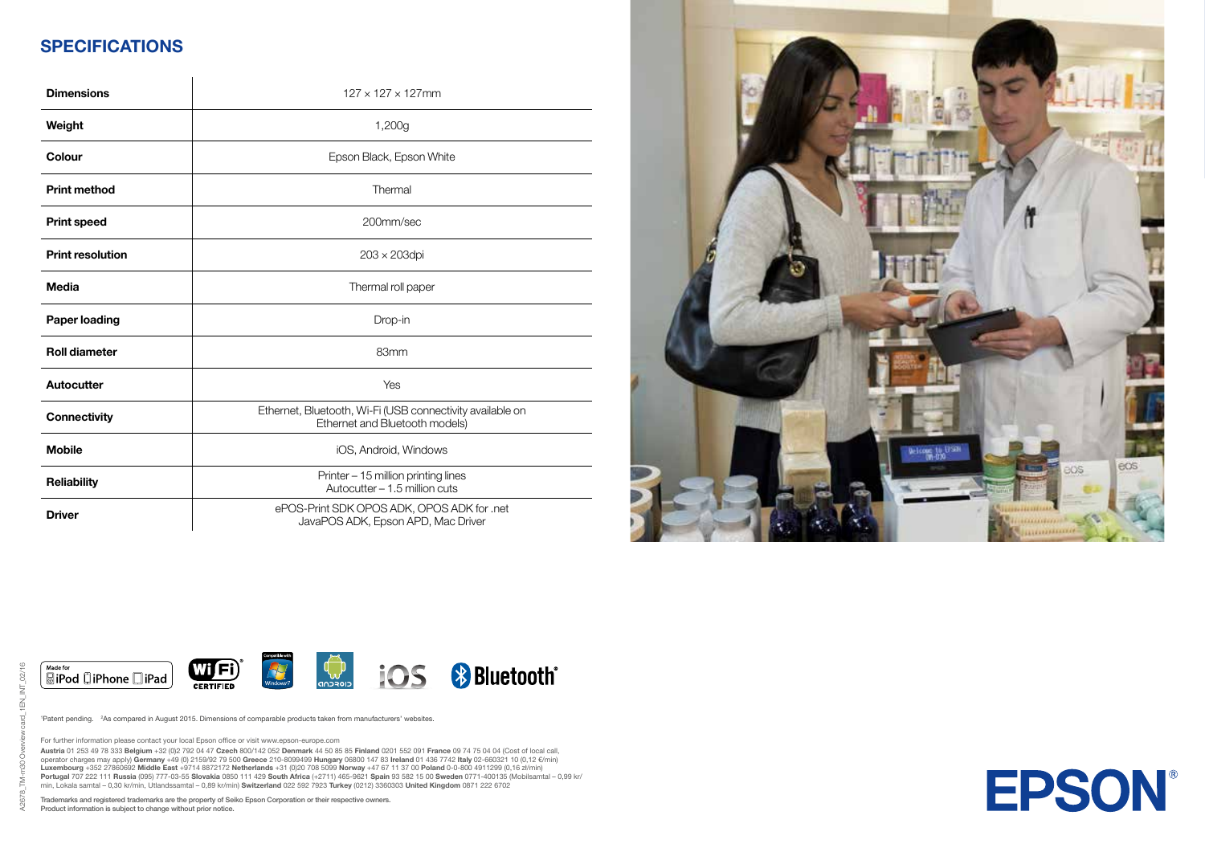## SPECIFICATIONS

| | |
|---|---|
| **Dimensions** | 127 × 127 × 127mm |
| **Weight** | 1,200g |
| **Colour** | Epson Black, Epson White |
| **Print method** | Thermal |
| **Print speed** | 200mm/sec |
| **Print resolution** | 203 × 203dpi |
| **Media** | Thermal roll paper |
| **Paper loading** | Drop-in |
| **Roll diameter** | 83mm |
| **Autocutter** | Yes |
| **Connectivity** | Ethernet, Bluetooth, Wi-Fi (USB connectivity available on Ethernet and Bluetooth models) |
| **Mobile** | iOS, Android, Windows |
| **Reliability** | Printer – 15 million printing lines<br>Autocutter – 1.5 million cuts |
| **Driver** | ePOS-Print SDK OPOS ADK, OPOS ADK for .net<br>JavaPOS ADK, Epson APD, Mac Driver |

Made for iPod iPhone iPad

Wi-Fi CERTIFIED

iOS

Bluetooth

[1]Patent pending. [2]As compared in August 2015. Dimensions of comparable products taken from manufacturers' websites.

For further information please contact your local Epson office or visit www.epson-europe.com

**Austria** 01 253 49 78 333 **Belgium** +32 (0)2 792 04 47 **Czech** 800/142 052 **Denmark** 44 50 85 85 **Finland** 0201 552 091 **France** 09 74 75 04 04 (Cost of local call, operator charges may apply) **Germany** +49 (0) 2159/92 79 500 **Greece** 210-8099499 **Hungary** 06800 147 83 **Ireland** 01 436 7742 **Italy** 02-660321 10 (0,12 €/min) **Luxembourg** +352 27860692 **Middle East** +9714 8872172 **Netherlands** +31 (0)20 708 5099 **Norway** +47 67 11 37 00 **Poland** 0-0-800 4911299 (0,16 zł/min) **Portugal** 707 222 111 **Russia** (095) 777-03-55 **Slovakia** 0850 111 429 **South Africa** (+2711) 465-9621 **Spain** 93 582 15 00 **Sweden** 0771-400135 (Mobilsamtal – 0,99 kr/min, Lokala samtal – 0,30 kr/min, Utlandssamtal – 0,89 kr/min) **Switzerland** 022 592 7923 **Turkey** (0212) 3360303 **United Kingdom** 0871 222 6702

Trademarks and registered trademarks are the property of Seiko Epson Corporation or their respective owners.
Product information is subject to change without prior notice.

A2678_TM-m30 Overview card_1EN_INT_02/16

EPSON®